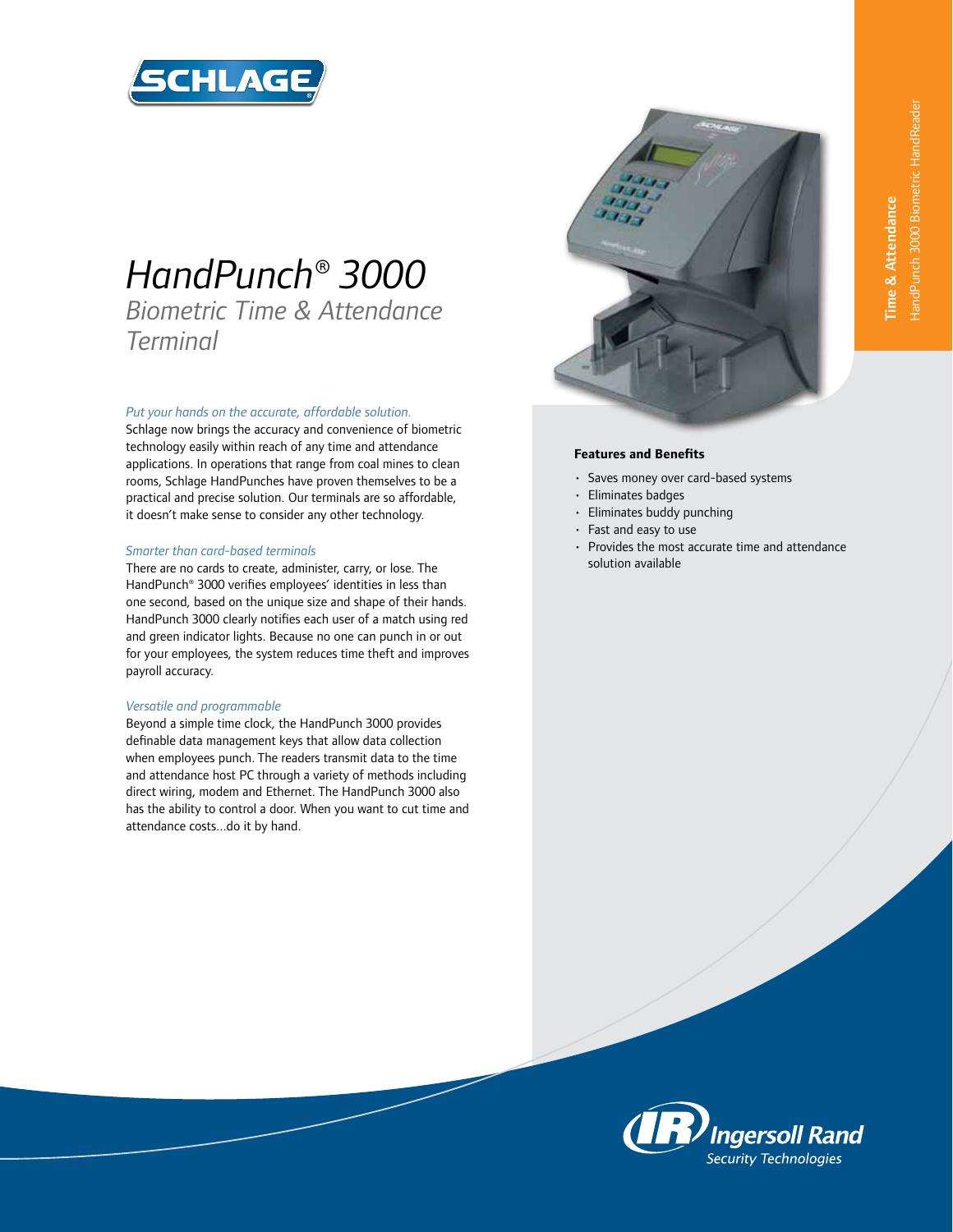SCHLAGE

# HandPunch® 3000

## Biometric Time & Attendance Terminal

*Put your hands on the accurate, affordable solution.*

Schlage now brings the accuracy and convenience of biometric technology easily within reach of any time and attendance applications. In operations that range from coal mines to clean rooms, Schlage HandPunches have proven themselves to be a practical and precise solution. Our terminals are so affordable, it doesn't make sense to consider any other technology.

*Smarter than card-based terminals*

There are no cards to create, administer, carry, or lose. The HandPunch® 3000 verifies employees' identities in less than one second, based on the unique size and shape of their hands. HandPunch 3000 clearly notifies each user of a match using red and green indicator lights. Because no one can punch in or out for your employees, the system reduces time theft and improves payroll accuracy.

*Versatile and programmable*

Beyond a simple time clock, the HandPunch 3000 provides definable data management keys that allow data collection when employees punch. The readers transmit data to the time and attendance host PC through a variety of methods including direct wiring, modem and Ethernet. The HandPunch 3000 also has the ability to control a door. When you want to cut time and attendance costs...do it by hand.

**Features and Benefits**

- Saves money over card-based systems
- Eliminates badges
- Eliminates buddy punching
- Fast and easy to use
- Provides the most accurate time and attendance solution available

**Time & Attendance**
HandPunch 3000 Biometric HandReader

Ingersoll Rand
Security Technologies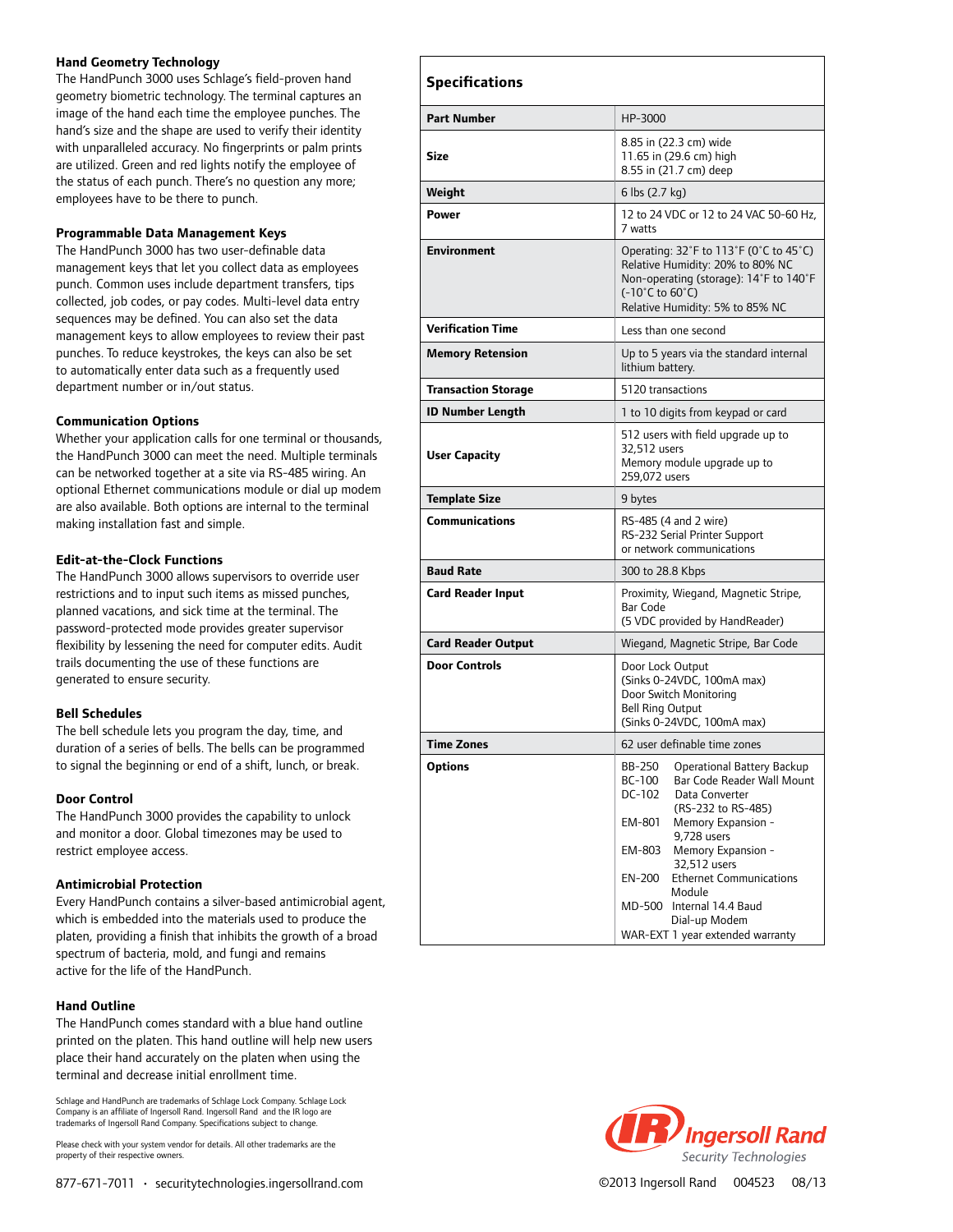### Hand Geometry Technology

The HandPunch 3000 uses Schlage's field-proven hand geometry biometric technology. The terminal captures an image of the hand each time the employee punches. The hand's size and the shape are used to verify their identity with unparalleled accuracy. No fingerprints or palm prints are utilized. Green and red lights notify the employee of the status of each punch. There's no question any more; employees have to be there to punch.

### Programmable Data Management Keys

The HandPunch 3000 has two user-definable data management keys that let you collect data as employees punch. Common uses include department transfers, tips collected, job codes, or pay codes. Multi-level data entry sequences may be defined. You can also set the data management keys to allow employees to review their past punches. To reduce keystrokes, the keys can also be set to automatically enter data such as a frequently used department number or in/out status.

### Communication Options

Whether your application calls for one terminal or thousands, the HandPunch 3000 can meet the need. Multiple terminals can be networked together at a site via RS-485 wiring. An optional Ethernet communications module or dial up modem are also available. Both options are internal to the terminal making installation fast and simple.

### Edit-at-the-Clock Functions

The HandPunch 3000 allows supervisors to override user restrictions and to input such items as missed punches, planned vacations, and sick time at the terminal. The password-protected mode provides greater supervisor flexibility by lessening the need for computer edits. Audit trails documenting the use of these functions are generated to ensure security.

### Bell Schedules

The bell schedule lets you program the day, time, and duration of a series of bells. The bells can be programmed to signal the beginning or end of a shift, lunch, or break.

### Door Control

The HandPunch 3000 provides the capability to unlock and monitor a door. Global timezones may be used to restrict employee access.

### Antimicrobial Protection

Every HandPunch contains a silver-based antimicrobial agent, which is embedded into the materials used to produce the platen, providing a finish that inhibits the growth of a broad spectrum of bacteria, mold, and fungi and remains active for the life of the HandPunch.

### Hand Outline

The HandPunch comes standard with a blue hand outline printed on the platen. This hand outline will help new users place their hand accurately on the platen when using the terminal and decrease initial enrollment time.

## Specifications

| | |
|---|---|
| **Part Number** | HP-3000 |
| **Size** | 8.85 in (22.3 cm) wide<br>11.65 in (29.6 cm) high<br>8.55 in (21.7 cm) deep |
| **Weight** | 6 lbs (2.7 kg) |
| **Power** | 12 to 24 VDC or 12 to 24 VAC 50-60 Hz, 7 watts |
| **Environment** | Operating: 32˚F to 113˚F (0˚C to 45˚C)<br>Relative Humidity: 20% to 80% NC<br>Non-operating (storage): 14˚F to 140˚F (-10˚C to 60˚C)<br>Relative Humidity: 5% to 85% NC |
| **Verification Time** | Less than one second |
| **Memory Retention** | Up to 5 years via the standard internal lithium battery. |
| **Transaction Storage** | 5120 transactions |
| **ID Number Length** | 1 to 10 digits from keypad or card |
| **User Capacity** | 512 users with field upgrade up to 32,512 users<br>Memory module upgrade up to 259,072 users |
| **Template Size** | 9 bytes |
| **Communications** | RS-485 (4 and 2 wire)<br>RS-232 Serial Printer Support<br>or network communications |
| **Baud Rate** | 300 to 28.8 Kbps |
| **Card Reader Input** | Proximity, Wiegand, Magnetic Stripe, Bar Code<br>(5 VDC provided by HandReader) |
| **Card Reader Output** | Wiegand, Magnetic Stripe, Bar Code |
| **Door Controls** | Door Lock Output<br>(Sinks 0-24VDC, 100mA max)<br>Door Switch Monitoring<br>Bell Ring Output<br>(Sinks 0-24VDC, 100mA max) |
| **Time Zones** | 62 user definable time zones |
| **Options** | BB-250 Operational Battery Backup<br>BC-100 Bar Code Reader Wall Mount<br>DC-102 Data Converter (RS-232 to RS-485)<br>EM-801 Memory Expansion - 9,728 users<br>EM-803 Memory Expansion - 32,512 users<br>EN-200 Ethernet Communications Module<br>MD-500 Internal 14.4 Baud Dial-up Modem<br>WAR-EXT 1 year extended warranty |

Schlage and HandPunch are trademarks of Schlage Lock Company. Schlage Lock Company is an affiliate of Ingersoll Rand. Ingersoll Rand and the IR logo are trademarks of Ingersoll Rand Company. Specifications subject to change.

Please check with your system vendor for details. All other trademarks are the property of their respective owners.

Ingersoll Rand
Security Technologies

877-671-7011 · securitytechnologies.ingersollrand.com

©2013 Ingersoll Rand 004523 08/13